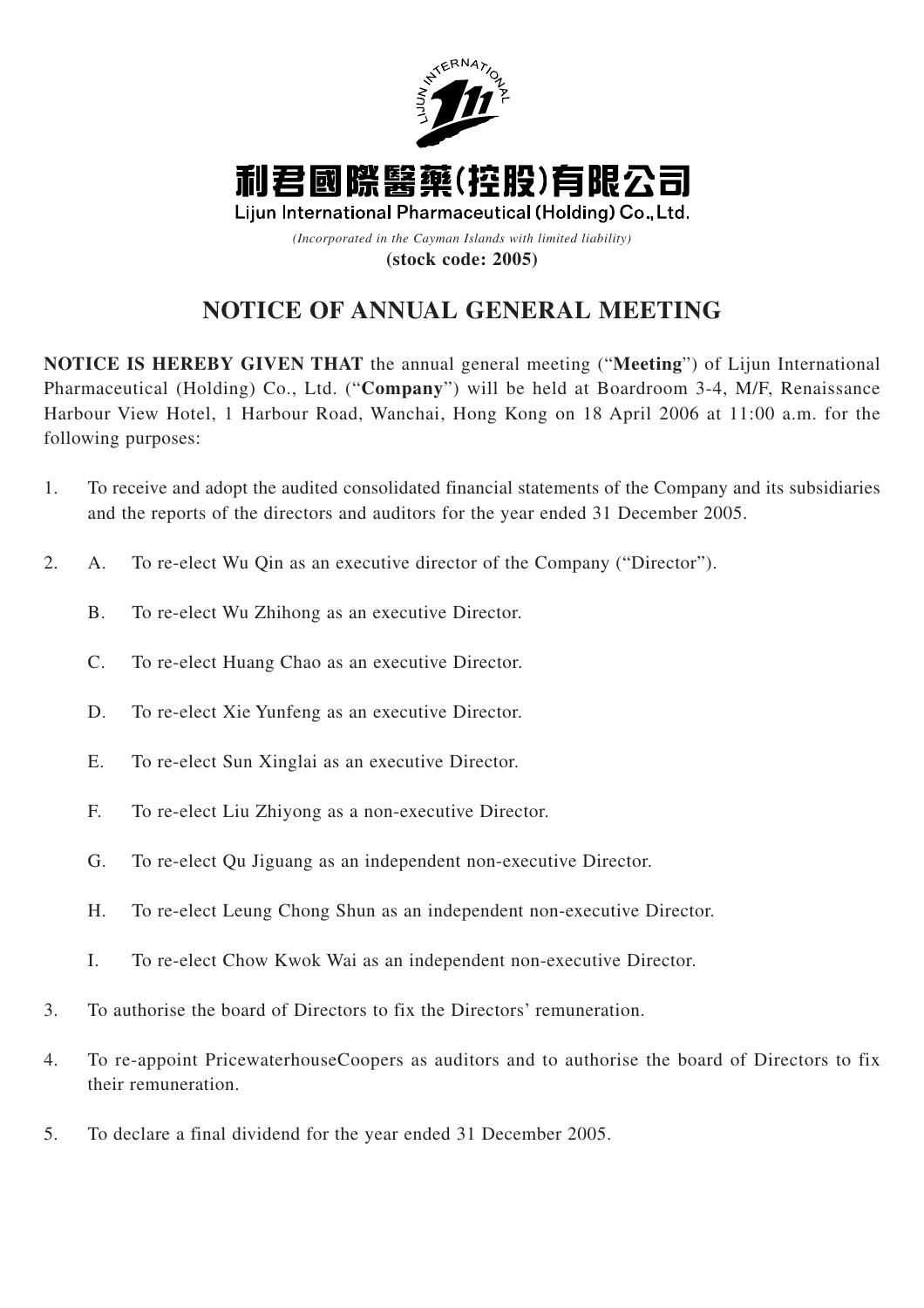# 利君國際醫藥(控股)有限公司

**Lijun International Pharmaceutical (Holding) Co., Ltd.**

*(Incorporated in the Cayman Islands with limited liability)*

**(stock code: 2005)**

## NOTICE OF ANNUAL GENERAL MEETING

**NOTICE IS HEREBY GIVEN THAT** the annual general meeting ("**Meeting**") of Lijun International Pharmaceutical (Holding) Co., Ltd. ("**Company**") will be held at Boardroom 3-4, M/F, Renaissance Harbour View Hotel, 1 Harbour Road, Wanchai, Hong Kong on 18 April 2006 at 11:00 a.m. for the following purposes:

1. To receive and adopt the audited consolidated financial statements of the Company and its subsidiaries and the reports of the directors and auditors for the year ended 31 December 2005.

2. A. To re-elect Wu Qin as an executive director of the Company ("Director").

   B. To re-elect Wu Zhihong as an executive Director.

   C. To re-elect Huang Chao as an executive Director.

   D. To re-elect Xie Yunfeng as an executive Director.

   E. To re-elect Sun Xinglai as an executive Director.

   F. To re-elect Liu Zhiyong as a non-executive Director.

   G. To re-elect Qu Jiguang as an independent non-executive Director.

   H. To re-elect Leung Chong Shun as an independent non-executive Director.

   I. To re-elect Chow Kwok Wai as an independent non-executive Director.

3. To authorise the board of Directors to fix the Directors' remuneration.

4. To re-appoint PricewaterhouseCoopers as auditors and to authorise the board of Directors to fix their remuneration.

5. To declare a final dividend for the year ended 31 December 2005.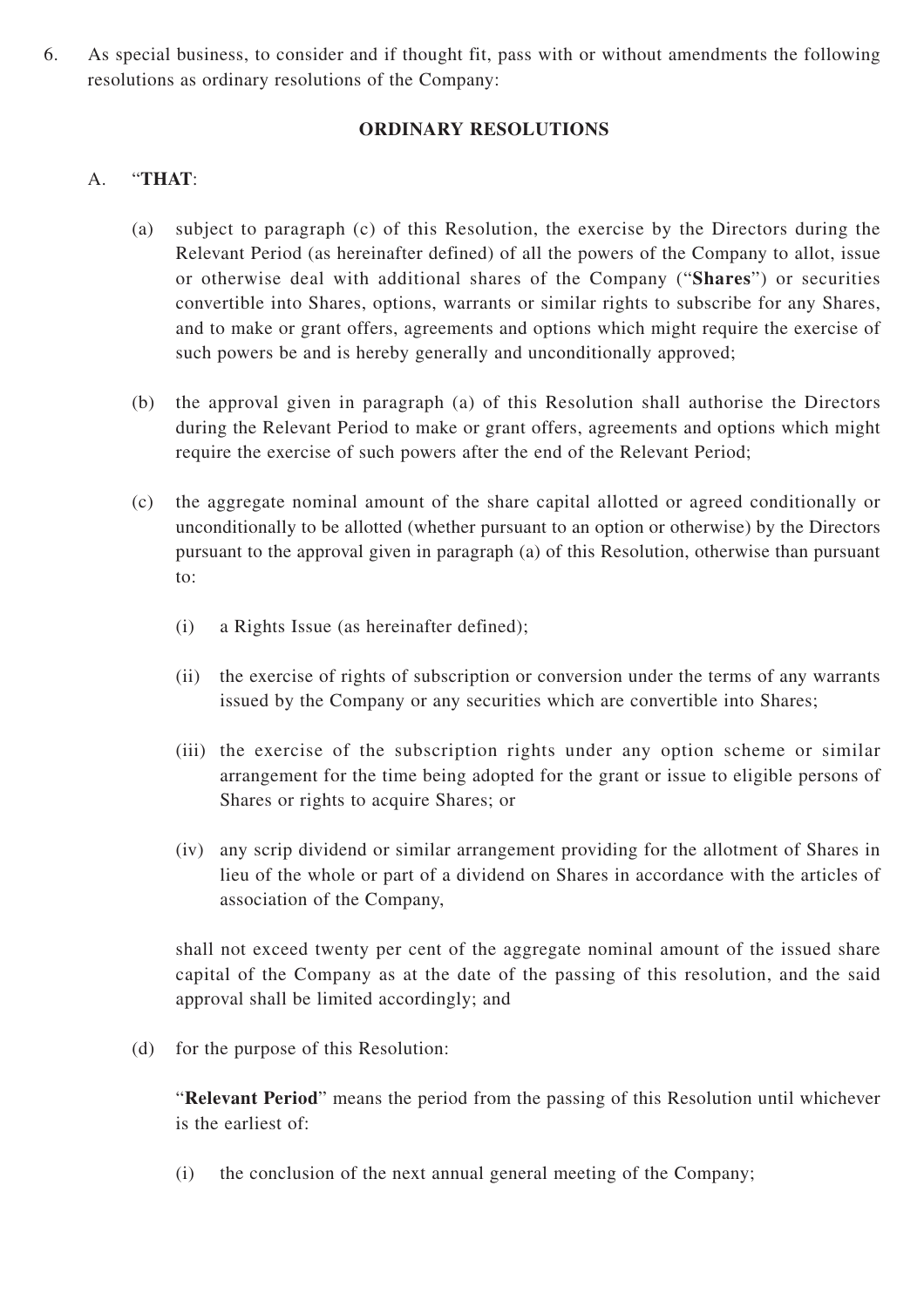6. As special business, to consider and if thought fit, pass with or without amendments the following resolutions as ordinary resolutions of the Company:

**ORDINARY RESOLUTIONS**

A. "**THAT**:

(a) subject to paragraph (c) of this Resolution, the exercise by the Directors during the Relevant Period (as hereinafter defined) of all the powers of the Company to allot, issue or otherwise deal with additional shares of the Company ("**Shares**") or securities convertible into Shares, options, warrants or similar rights to subscribe for any Shares, and to make or grant offers, agreements and options which might require the exercise of such powers be and is hereby generally and unconditionally approved;

(b) the approval given in paragraph (a) of this Resolution shall authorise the Directors during the Relevant Period to make or grant offers, agreements and options which might require the exercise of such powers after the end of the Relevant Period;

(c) the aggregate nominal amount of the share capital allotted or agreed conditionally or unconditionally to be allotted (whether pursuant to an option or otherwise) by the Directors pursuant to the approval given in paragraph (a) of this Resolution, otherwise than pursuant to:

(i) a Rights Issue (as hereinafter defined);

(ii) the exercise of rights of subscription or conversion under the terms of any warrants issued by the Company or any securities which are convertible into Shares;

(iii) the exercise of the subscription rights under any option scheme or similar arrangement for the time being adopted for the grant or issue to eligible persons of Shares or rights to acquire Shares; or

(iv) any scrip dividend or similar arrangement providing for the allotment of Shares in lieu of the whole or part of a dividend on Shares in accordance with the articles of association of the Company,

shall not exceed twenty per cent of the aggregate nominal amount of the issued share capital of the Company as at the date of the passing of this resolution, and the said approval shall be limited accordingly; and

(d) for the purpose of this Resolution:

"**Relevant Period**" means the period from the passing of this Resolution until whichever is the earliest of:

(i) the conclusion of the next annual general meeting of the Company;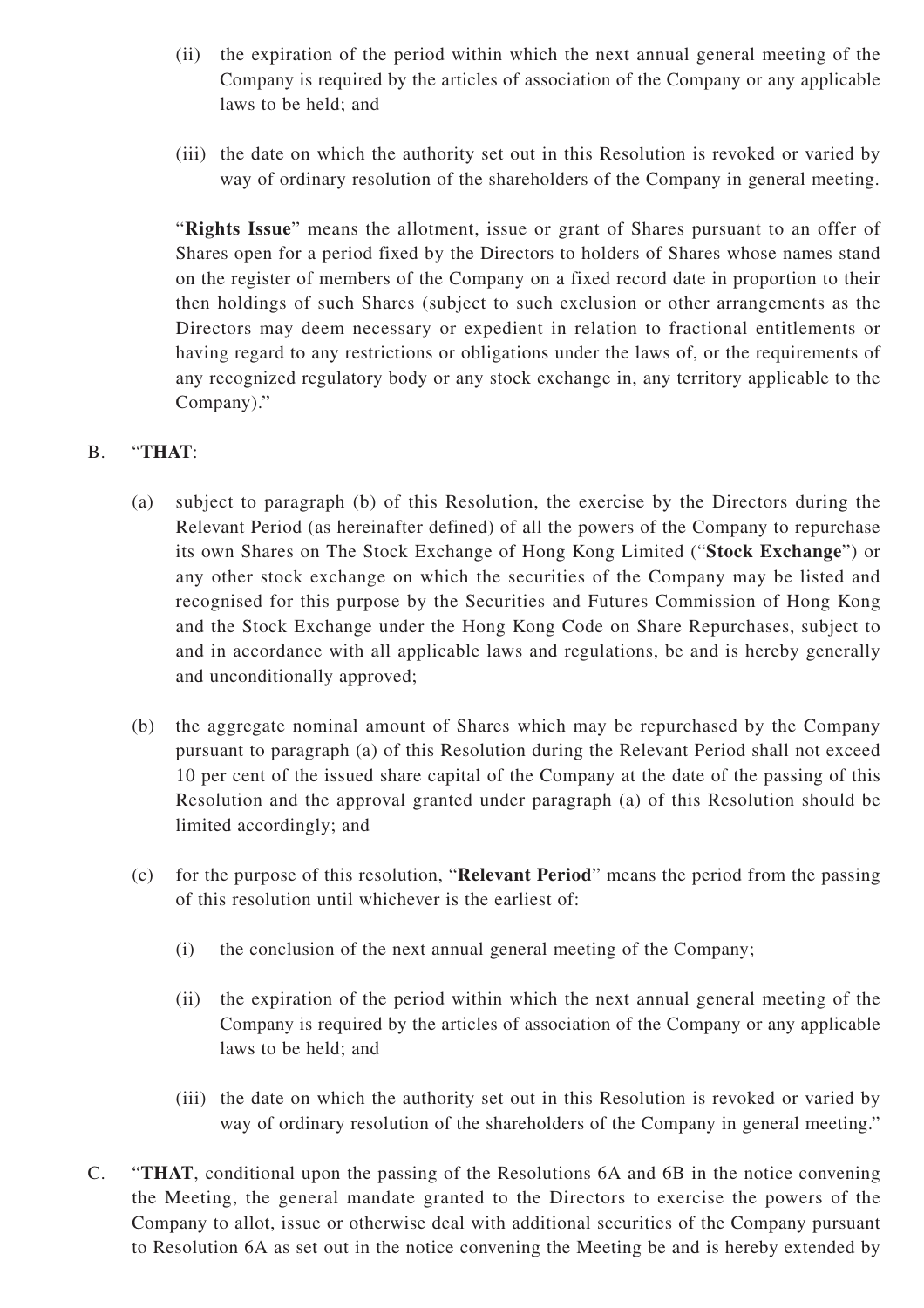(ii) the expiration of the period within which the next annual general meeting of the Company is required by the articles of association of the Company or any applicable laws to be held; and

(iii) the date on which the authority set out in this Resolution is revoked or varied by way of ordinary resolution of the shareholders of the Company in general meeting.

"**Rights Issue**" means the allotment, issue or grant of Shares pursuant to an offer of Shares open for a period fixed by the Directors to holders of Shares whose names stand on the register of members of the Company on a fixed record date in proportion to their then holdings of such Shares (subject to such exclusion or other arrangements as the Directors may deem necessary or expedient in relation to fractional entitlements or having regard to any restrictions or obligations under the laws of, or the requirements of any recognized regulatory body or any stock exchange in, any territory applicable to the Company)."

B. "**THAT**:

(a) subject to paragraph (b) of this Resolution, the exercise by the Directors during the Relevant Period (as hereinafter defined) of all the powers of the Company to repurchase its own Shares on The Stock Exchange of Hong Kong Limited ("**Stock Exchange**") or any other stock exchange on which the securities of the Company may be listed and recognised for this purpose by the Securities and Futures Commission of Hong Kong and the Stock Exchange under the Hong Kong Code on Share Repurchases, subject to and in accordance with all applicable laws and regulations, be and is hereby generally and unconditionally approved;

(b) the aggregate nominal amount of Shares which may be repurchased by the Company pursuant to paragraph (a) of this Resolution during the Relevant Period shall not exceed 10 per cent of the issued share capital of the Company at the date of the passing of this Resolution and the approval granted under paragraph (a) of this Resolution should be limited accordingly; and

(c) for the purpose of this resolution, "**Relevant Period**" means the period from the passing of this resolution until whichever is the earliest of:

(i) the conclusion of the next annual general meeting of the Company;

(ii) the expiration of the period within which the next annual general meeting of the Company is required by the articles of association of the Company or any applicable laws to be held; and

(iii) the date on which the authority set out in this Resolution is revoked or varied by way of ordinary resolution of the shareholders of the Company in general meeting."

C. "**THAT**, conditional upon the passing of the Resolutions 6A and 6B in the notice convening the Meeting, the general mandate granted to the Directors to exercise the powers of the Company to allot, issue or otherwise deal with additional securities of the Company pursuant to Resolution 6A as set out in the notice convening the Meeting be and is hereby extended by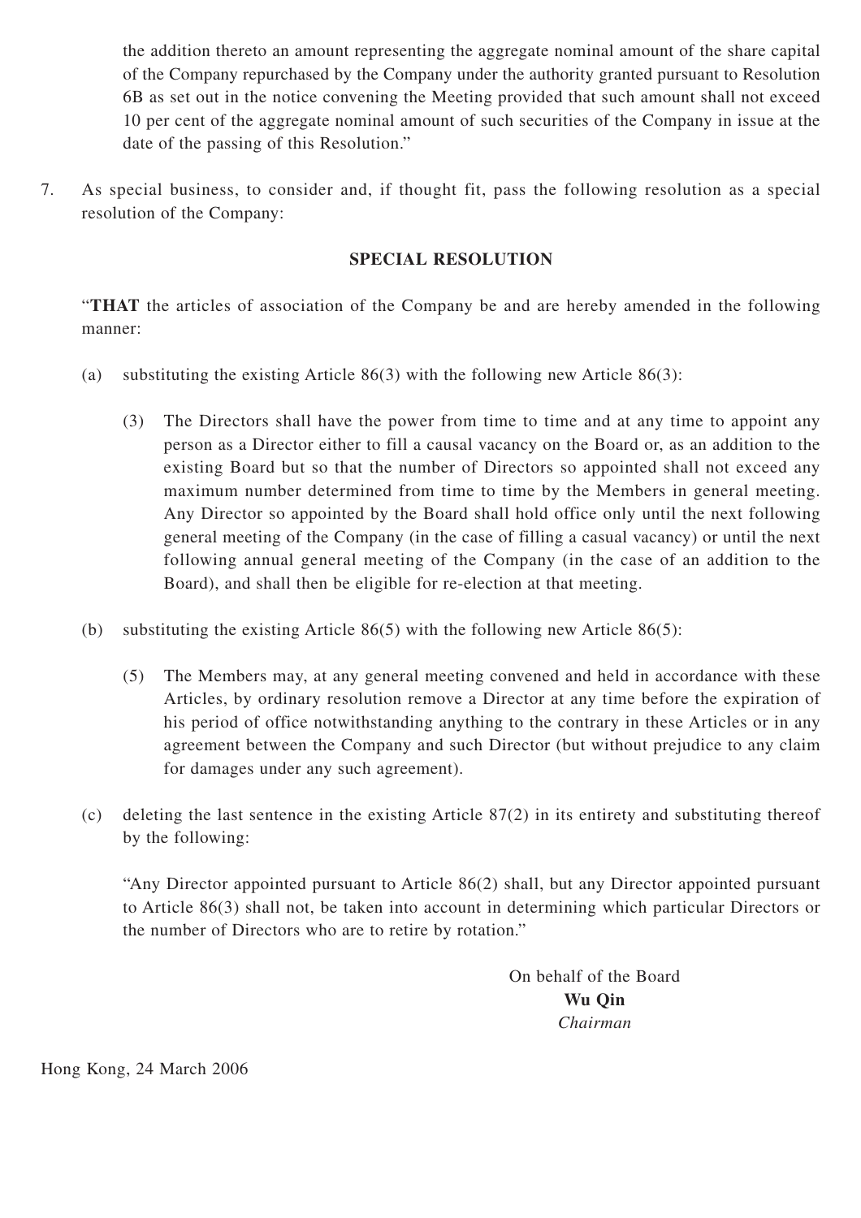the addition thereto an amount representing the aggregate nominal amount of the share capital of the Company repurchased by the Company under the authority granted pursuant to Resolution 6B as set out in the notice convening the Meeting provided that such amount shall not exceed 10 per cent of the aggregate nominal amount of such securities of the Company in issue at the date of the passing of this Resolution."

7. As special business, to consider and, if thought fit, pass the following resolution as a special resolution of the Company:

**SPECIAL RESOLUTION**

"**THAT** the articles of association of the Company be and are hereby amended in the following manner:

(a) substituting the existing Article 86(3) with the following new Article 86(3):

(3) The Directors shall have the power from time to time and at any time to appoint any person as a Director either to fill a causal vacancy on the Board or, as an addition to the existing Board but so that the number of Directors so appointed shall not exceed any maximum number determined from time to time by the Members in general meeting. Any Director so appointed by the Board shall hold office only until the next following general meeting of the Company (in the case of filling a casual vacancy) or until the next following annual general meeting of the Company (in the case of an addition to the Board), and shall then be eligible for re-election at that meeting.

(b) substituting the existing Article 86(5) with the following new Article 86(5):

(5) The Members may, at any general meeting convened and held in accordance with these Articles, by ordinary resolution remove a Director at any time before the expiration of his period of office notwithstanding anything to the contrary in these Articles or in any agreement between the Company and such Director (but without prejudice to any claim for damages under any such agreement).

(c) deleting the last sentence in the existing Article 87(2) in its entirety and substituting thereof by the following:

"Any Director appointed pursuant to Article 86(2) shall, but any Director appointed pursuant to Article 86(3) shall not, be taken into account in determining which particular Directors or the number of Directors who are to retire by rotation."

On behalf of the Board
**Wu Qin**
*Chairman*

Hong Kong, 24 March 2006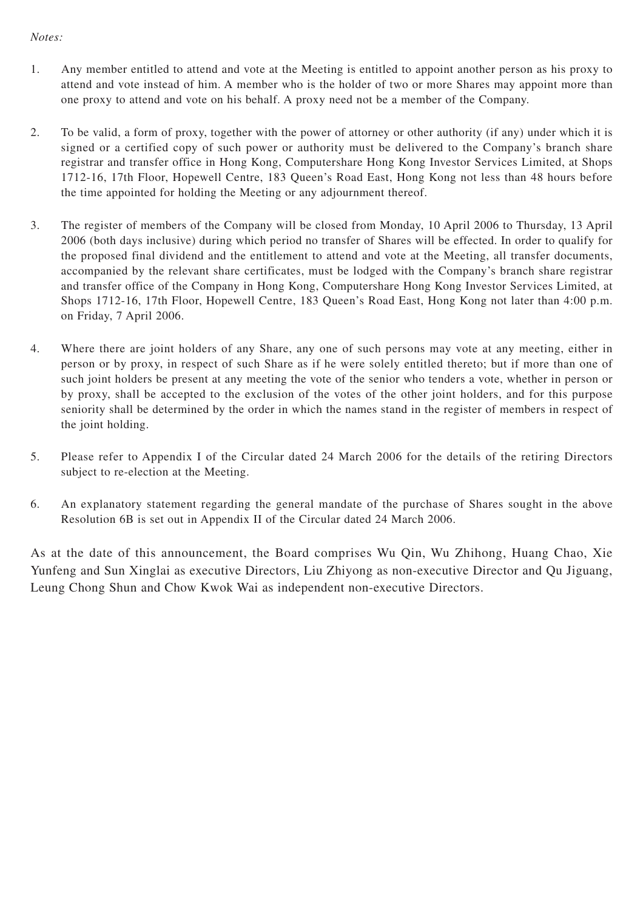*Notes:*

1. Any member entitled to attend and vote at the Meeting is entitled to appoint another person as his proxy to attend and vote instead of him. A member who is the holder of two or more Shares may appoint more than one proxy to attend and vote on his behalf. A proxy need not be a member of the Company.

2. To be valid, a form of proxy, together with the power of attorney or other authority (if any) under which it is signed or a certified copy of such power or authority must be delivered to the Company's branch share registrar and transfer office in Hong Kong, Computershare Hong Kong Investor Services Limited, at Shops 1712-16, 17th Floor, Hopewell Centre, 183 Queen's Road East, Hong Kong not less than 48 hours before the time appointed for holding the Meeting or any adjournment thereof.

3. The register of members of the Company will be closed from Monday, 10 April 2006 to Thursday, 13 April 2006 (both days inclusive) during which period no transfer of Shares will be effected. In order to qualify for the proposed final dividend and the entitlement to attend and vote at the Meeting, all transfer documents, accompanied by the relevant share certificates, must be lodged with the Company's branch share registrar and transfer office of the Company in Hong Kong, Computershare Hong Kong Investor Services Limited, at Shops 1712-16, 17th Floor, Hopewell Centre, 183 Queen's Road East, Hong Kong not later than 4:00 p.m. on Friday, 7 April 2006.

4. Where there are joint holders of any Share, any one of such persons may vote at any meeting, either in person or by proxy, in respect of such Share as if he were solely entitled thereto; but if more than one of such joint holders be present at any meeting the vote of the senior who tenders a vote, whether in person or by proxy, shall be accepted to the exclusion of the votes of the other joint holders, and for this purpose seniority shall be determined by the order in which the names stand in the register of members in respect of the joint holding.

5. Please refer to Appendix I of the Circular dated 24 March 2006 for the details of the retiring Directors subject to re-election at the Meeting.

6. An explanatory statement regarding the general mandate of the purchase of Shares sought in the above Resolution 6B is set out in Appendix II of the Circular dated 24 March 2006.

As at the date of this announcement, the Board comprises Wu Qin, Wu Zhihong, Huang Chao, Xie Yunfeng and Sun Xinglai as executive Directors, Liu Zhiyong as non-executive Director and Qu Jiguang, Leung Chong Shun and Chow Kwok Wai as independent non-executive Directors.